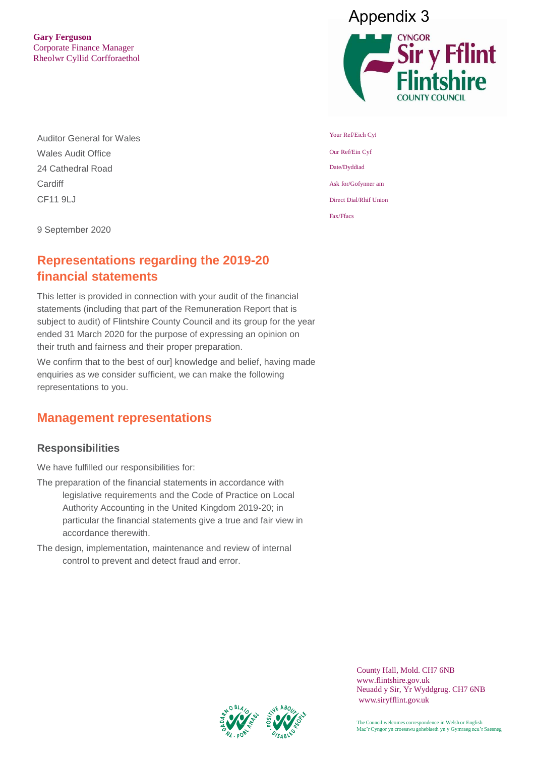Appendix 3

**Gary Ferguson**
Corporate Finance Manager
Rheolwr Cyllid Corfforaethol

CYNGOR Sir y Fflint
Flintshire COUNTY COUNCIL

Auditor General for Wales
Wales Audit Office
24 Cathedral Road
Cardiff
CF11 9LJ

Your Ref/Eich Cyf
Our Ref/Ein Cyf
Date/Dyddiad
Ask for/Gofynner am
Direct Dial/Rhif Union
Fax/Ffacs

9 September 2020

## Representations regarding the 2019-20 financial statements

This letter is provided in connection with your audit of the financial statements (including that part of the Remuneration Report that is subject to audit) of Flintshire County Council and its group for the year ended 31 March 2020 for the purpose of expressing an opinion on their truth and fairness and their proper preparation.

We confirm that to the best of our] knowledge and belief, having made enquiries as we consider sufficient, we can make the following representations to you.

## Management representations

### Responsibilities

We have fulfilled our responsibilities for:

The preparation of the financial statements in accordance with legislative requirements and the Code of Practice on Local Authority Accounting in the United Kingdom 2019-20; in particular the financial statements give a true and fair view in accordance therewith.

The design, implementation, maintenance and review of internal control to prevent and detect fraud and error.

County Hall, Mold. CH7 6NB
www.flintshire.gov.uk
Neuadd y Sir, Yr Wyddgrug. CH7 6NB
www.siryfflint.gov.uk

The Council welcomes correspondence in Welsh or English
Mae'r Cyngor yn croesawu gohebiaeth yn y Gymraeg neu'r Saesneg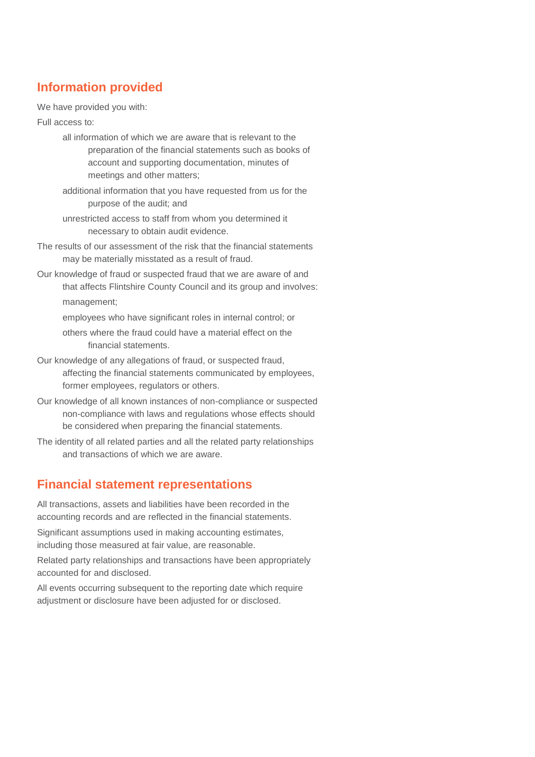## Information provided

We have provided you with:

Full access to:

- all information of which we are aware that is relevant to the preparation of the financial statements such as books of account and supporting documentation, minutes of meetings and other matters;
- additional information that you have requested from us for the purpose of the audit; and
- unrestricted access to staff from whom you determined it necessary to obtain audit evidence.

The results of our assessment of the risk that the financial statements may be materially misstated as a result of fraud.

Our knowledge of fraud or suspected fraud that we are aware of and that affects Flintshire County Council and its group and involves:

- management;
- employees who have significant roles in internal control; or
- others where the fraud could have a material effect on the financial statements.

Our knowledge of any allegations of fraud, or suspected fraud, affecting the financial statements communicated by employees, former employees, regulators or others.

Our knowledge of all known instances of non-compliance or suspected non-compliance with laws and regulations whose effects should be considered when preparing the financial statements.

The identity of all related parties and all the related party relationships and transactions of which we are aware.

## Financial statement representations

All transactions, assets and liabilities have been recorded in the accounting records and are reflected in the financial statements.

Significant assumptions used in making accounting estimates, including those measured at fair value, are reasonable.

Related party relationships and transactions have been appropriately accounted for and disclosed.

All events occurring subsequent to the reporting date which require adjustment or disclosure have been adjusted for or disclosed.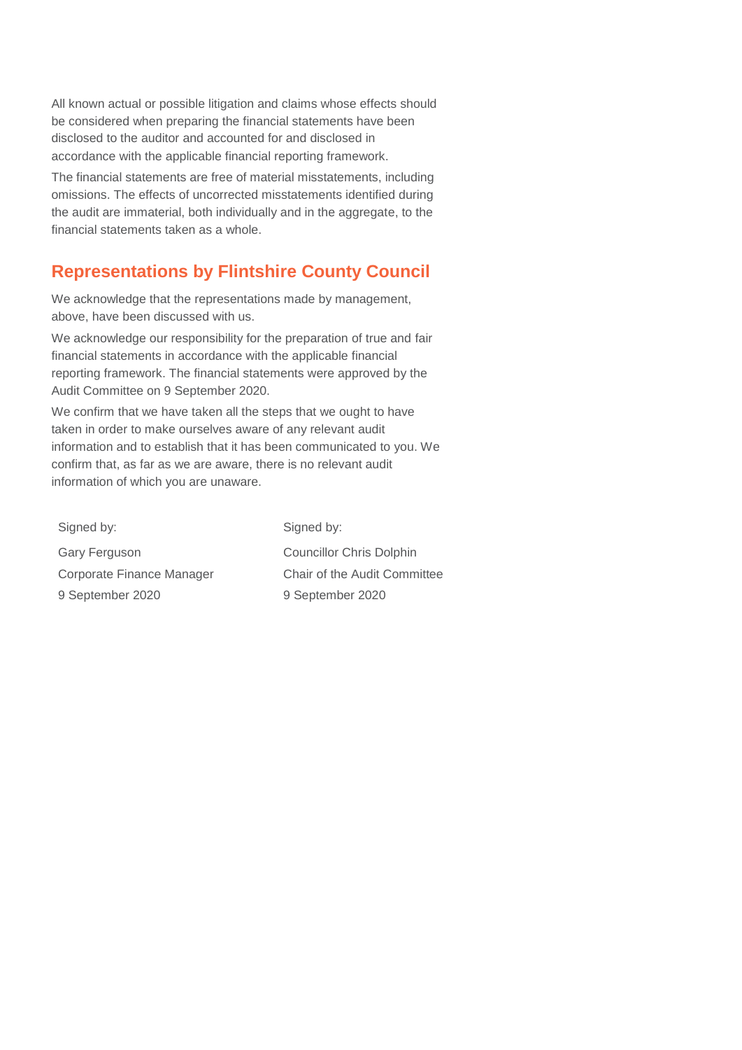All known actual or possible litigation and claims whose effects should be considered when preparing the financial statements have been disclosed to the auditor and accounted for and disclosed in accordance with the applicable financial reporting framework.

The financial statements are free of material misstatements, including omissions. The effects of uncorrected misstatements identified during the audit are immaterial, both individually and in the aggregate, to the financial statements taken as a whole.

## Representations by Flintshire County Council

We acknowledge that the representations made by management, above, have been discussed with us.

We acknowledge our responsibility for the preparation of true and fair financial statements in accordance with the applicable financial reporting framework. The financial statements were approved by the Audit Committee on 9 September 2020.

We confirm that we have taken all the steps that we ought to have taken in order to make ourselves aware of any relevant audit information and to establish that it has been communicated to you. We confirm that, as far as we are aware, there is no relevant audit information of which you are unaware.

| | |
|---|---|
| Signed by: | Signed by: |
| Gary Ferguson | Councillor Chris Dolphin |
| Corporate Finance Manager | Chair of the Audit Committee |
| 9 September 2020 | 9 September 2020 |